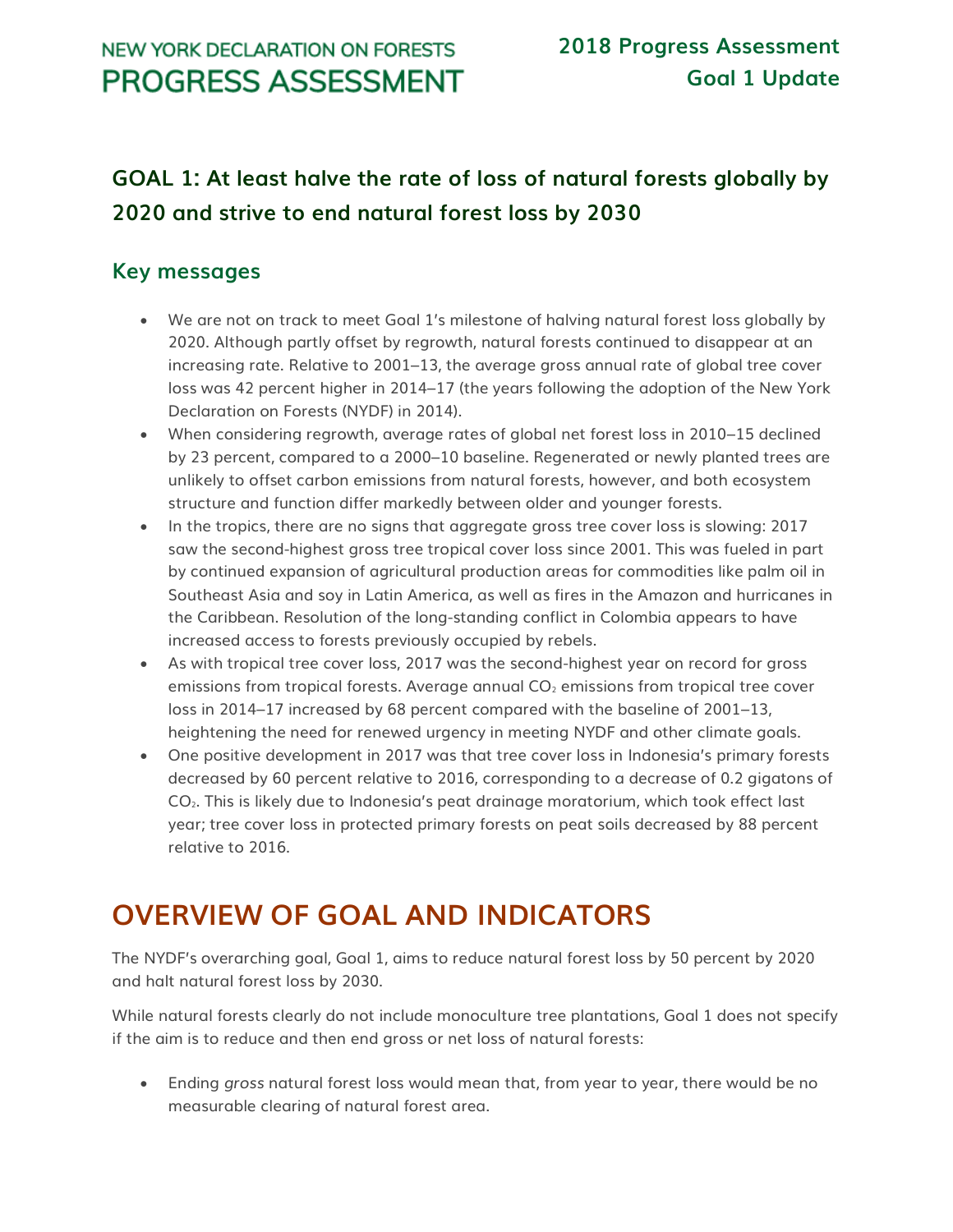# NEW YORK DECLARATION ON FORESTS PROGRESS ASSESSMENT

**2018 Progress Assessment**
**Goal 1 Update**

## GOAL 1: At least halve the rate of loss of natural forests globally by 2020 and strive to end natural forest loss by 2030

### Key messages

- We are not on track to meet Goal 1's milestone of halving natural forest loss globally by 2020. Although partly offset by regrowth, natural forests continued to disappear at an increasing rate. Relative to 2001–13, the average gross annual rate of global tree cover loss was 42 percent higher in 2014–17 (the years following the adoption of the New York Declaration on Forests (NYDF) in 2014).
- When considering regrowth, average rates of global net forest loss in 2010–15 declined by 23 percent, compared to a 2000–10 baseline. Regenerated or newly planted trees are unlikely to offset carbon emissions from natural forests, however, and both ecosystem structure and function differ markedly between older and younger forests.
- In the tropics, there are no signs that aggregate gross tree cover loss is slowing: 2017 saw the second-highest gross tree tropical cover loss since 2001. This was fueled in part by continued expansion of agricultural production areas for commodities like palm oil in Southeast Asia and soy in Latin America, as well as fires in the Amazon and hurricanes in the Caribbean. Resolution of the long-standing conflict in Colombia appears to have increased access to forests previously occupied by rebels.
- As with tropical tree cover loss, 2017 was the second-highest year on record for gross emissions from tropical forests. Average annual $CO_2$ emissions from tropical tree cover loss in 2014–17 increased by 68 percent compared with the baseline of 2001–13, heightening the need for renewed urgency in meeting NYDF and other climate goals.
- One positive development in 2017 was that tree cover loss in Indonesia's primary forests decreased by 60 percent relative to 2016, corresponding to a decrease of 0.2 gigatons of $CO_2$. This is likely due to Indonesia's peat drainage moratorium, which took effect last year; tree cover loss in protected primary forests on peat soils decreased by 88 percent relative to 2016.

# OVERVIEW OF GOAL AND INDICATORS

The NYDF's overarching goal, Goal 1, aims to reduce natural forest loss by 50 percent by 2020 and halt natural forest loss by 2030.

While natural forests clearly do not include monoculture tree plantations, Goal 1 does not specify if the aim is to reduce and then end gross or net loss of natural forests:

- Ending *gross* natural forest loss would mean that, from year to year, there would be no measurable clearing of natural forest area.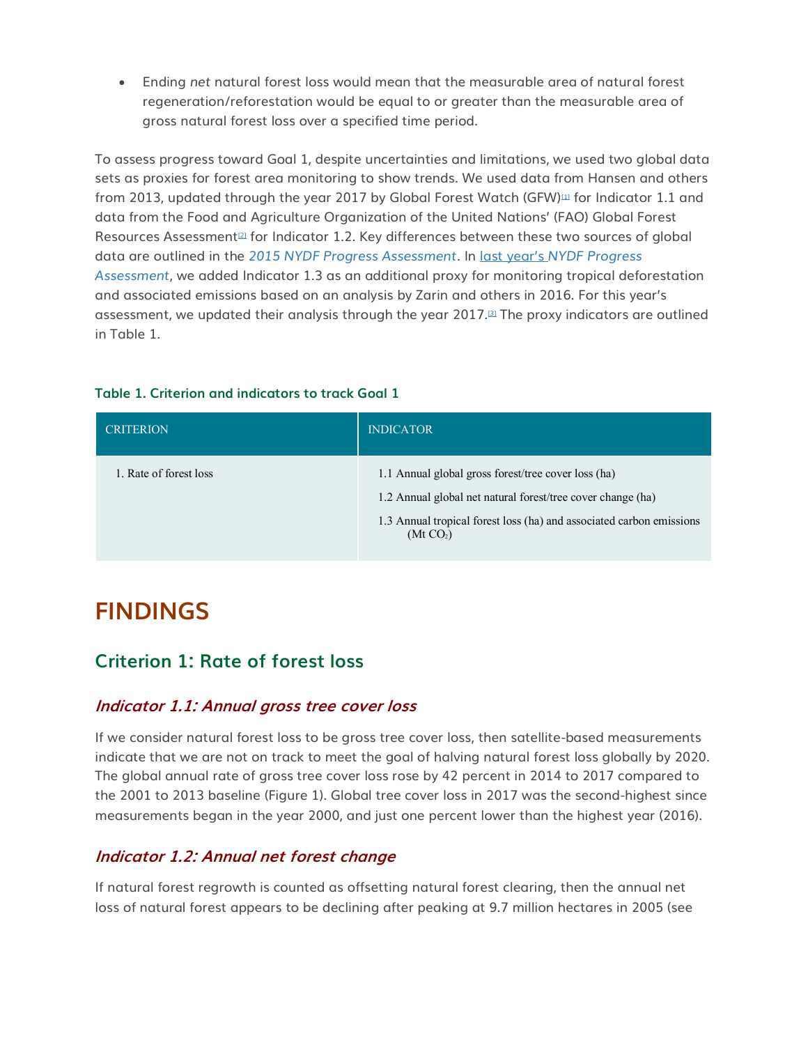- Ending *net* natural forest loss would mean that the measurable area of natural forest regeneration/reforestation would be equal to or greater than the measurable area of gross natural forest loss over a specified time period.

To assess progress toward Goal 1, despite uncertainties and limitations, we used two global data sets as proxies for forest area monitoring to show trends. We used data from Hansen and others from 2013, updated through the year 2017 by Global Forest Watch (GFW)[1] for Indicator 1.1 and data from the Food and Agriculture Organization of the United Nations' (FAO) Global Forest Resources Assessment[2] for Indicator 1.2. Key differences between these two sources of global data are outlined in the *2015 NYDF Progress Assessment*. In last year's *NYDF Progress Assessment*, we added Indicator 1.3 as an additional proxy for monitoring tropical deforestation and associated emissions based on an analysis by Zarin and others in 2016. For this year's assessment, we updated their analysis through the year 2017.[3] The proxy indicators are outlined in Table 1.

**Table 1. Criterion and indicators to track Goal 1**

| CRITERION | INDICATOR |
| --- | --- |
| 1. Rate of forest loss | 1.1 Annual global gross forest/tree cover loss (ha)<br>1.2 Annual global net natural forest/tree cover change (ha)<br>1.3 Annual tropical forest loss (ha) and associated carbon emissions (Mt $CO_2$) |

# FINDINGS

## Criterion 1: Rate of forest loss

### *Indicator 1.1: Annual gross tree cover loss*

If we consider natural forest loss to be gross tree cover loss, then satellite-based measurements indicate that we are not on track to meet the goal of halving natural forest loss globally by 2020. The global annual rate of gross tree cover loss rose by 42 percent in 2014 to 2017 compared to the 2001 to 2013 baseline (Figure 1). Global tree cover loss in 2017 was the second-highest since measurements began in the year 2000, and just one percent lower than the highest year (2016).

### *Indicator 1.2: Annual net forest change*

If natural forest regrowth is counted as offsetting natural forest clearing, then the annual net loss of natural forest appears to be declining after peaking at 9.7 million hectares in 2005 (see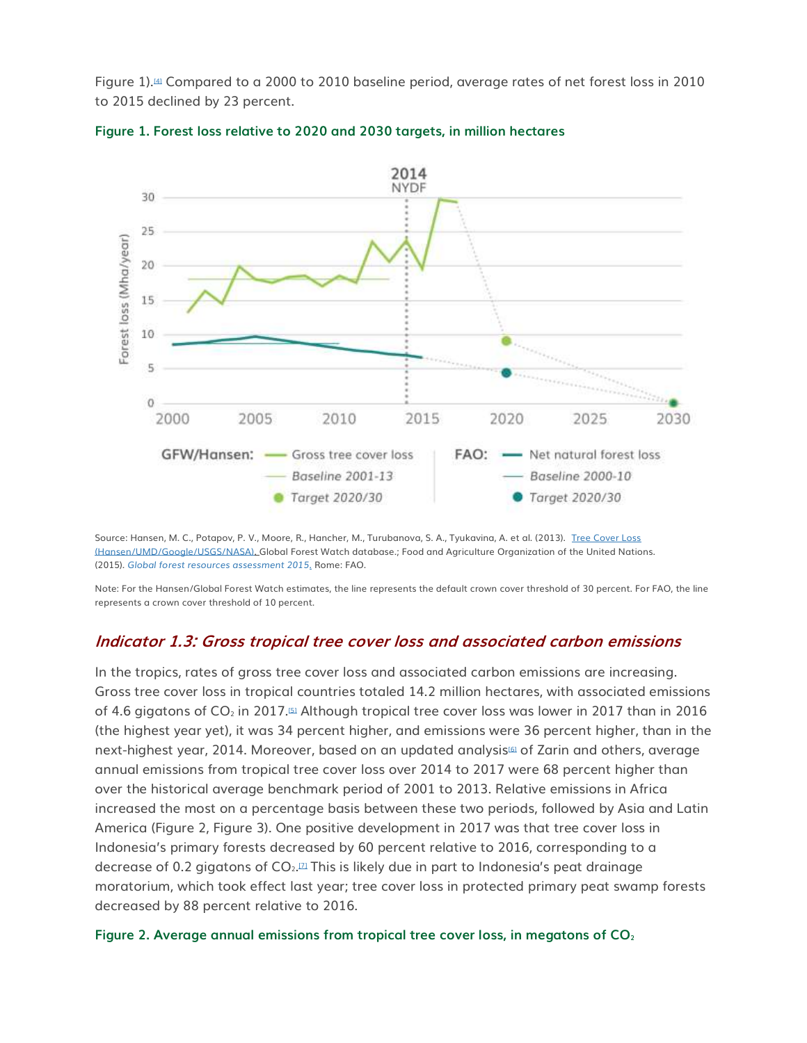Figure 1).[4] Compared to a 2000 to 2010 baseline period, average rates of net forest loss in 2010 to 2015 declined by 23 percent.

**Figure 1. Forest loss relative to 2020 and 2030 targets, in million hectares**

Source: Hansen, M. C., Potapov, P. V., Moore, R., Hancher, M., Turubanova, S. A., Tyukavina, A. et al. (2013). Tree Cover Loss (Hansen/UMD/Google/USGS/NASA). Global Forest Watch database.; Food and Agriculture Organization of the United Nations. (2015). *Global forest resources assessment 2015*. Rome: FAO.

Note: For the Hansen/Global Forest Watch estimates, the line represents the default crown cover threshold of 30 percent. For FAO, the line represents a crown cover threshold of 10 percent.

### *Indicator 1.3: Gross tropical tree cover loss and associated carbon emissions*

In the tropics, rates of gross tree cover loss and associated carbon emissions are increasing. Gross tree cover loss in tropical countries totaled 14.2 million hectares, with associated emissions of 4.6 gigatons of $CO_2$ in 2017.[5] Although tropical tree cover loss was lower in 2017 than in 2016 (the highest year yet), it was 34 percent higher, and emissions were 36 percent higher, than in the next-highest year, 2014. Moreover, based on an updated analysis[6] of Zarin and others, average annual emissions from tropical tree cover loss over 2014 to 2017 were 68 percent higher than over the historical average benchmark period of 2001 to 2013. Relative emissions in Africa increased the most on a percentage basis between these two periods, followed by Asia and Latin America (Figure 2, Figure 3). One positive development in 2017 was that tree cover loss in Indonesia's primary forests decreased by 60 percent relative to 2016, corresponding to a decrease of 0.2 gigatons of $CO_2$.[7] This is likely due in part to Indonesia's peat drainage moratorium, which took effect last year; tree cover loss in protected primary peat swamp forests decreased by 88 percent relative to 2016.

**Figure 2. Average annual emissions from tropical tree cover loss, in megatons of $CO_2$**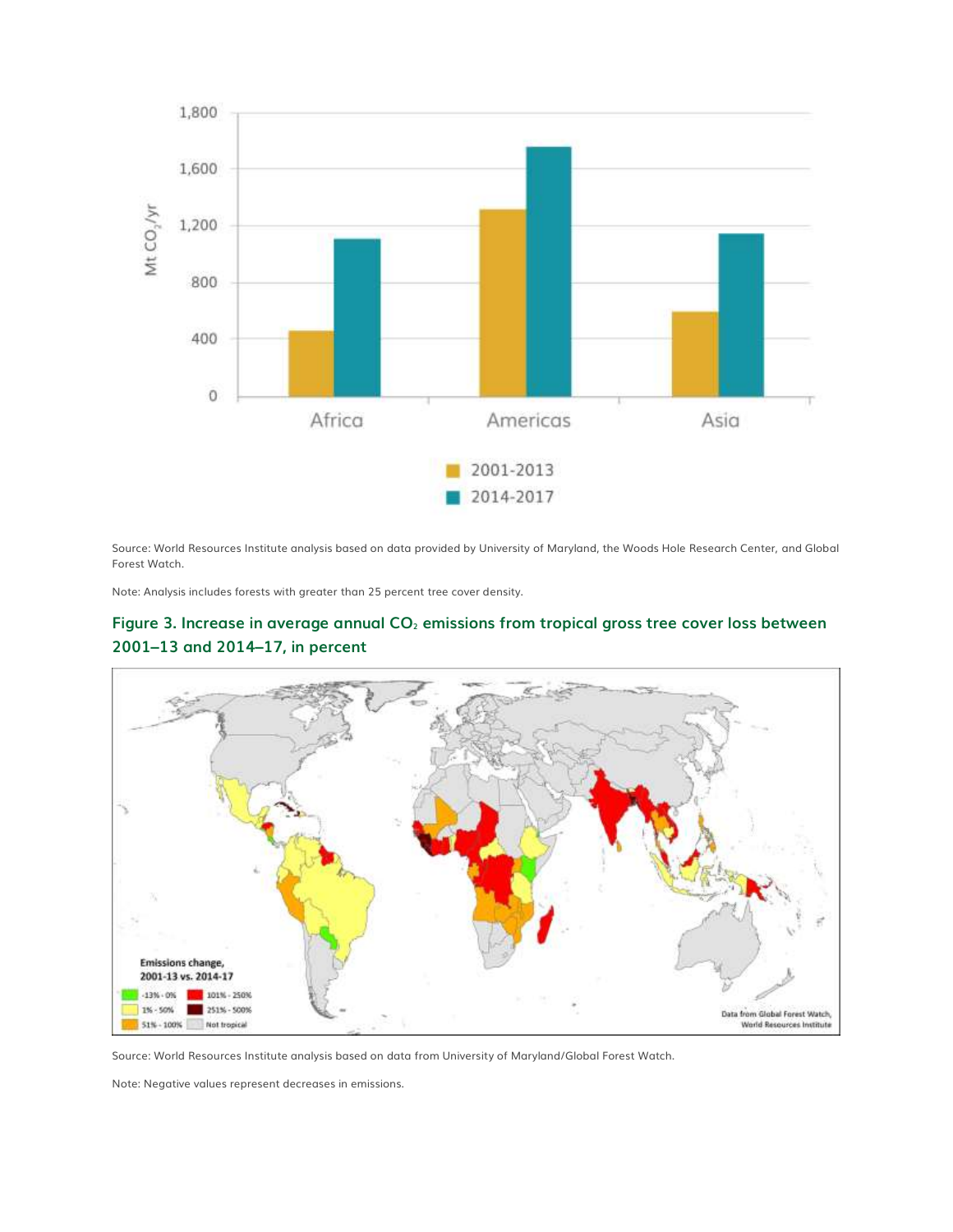Source: World Resources Institute analysis based on data provided by University of Maryland, the Woods Hole Research Center, and Global Forest Watch.

Note: Analysis includes forests with greater than 25 percent tree cover density.

### Figure 3. Increase in average annual $CO_2$ emissions from tropical gross tree cover loss between 2001–13 and 2014–17, in percent

Source: World Resources Institute analysis based on data from University of Maryland/Global Forest Watch.

Note: Negative values represent decreases in emissions.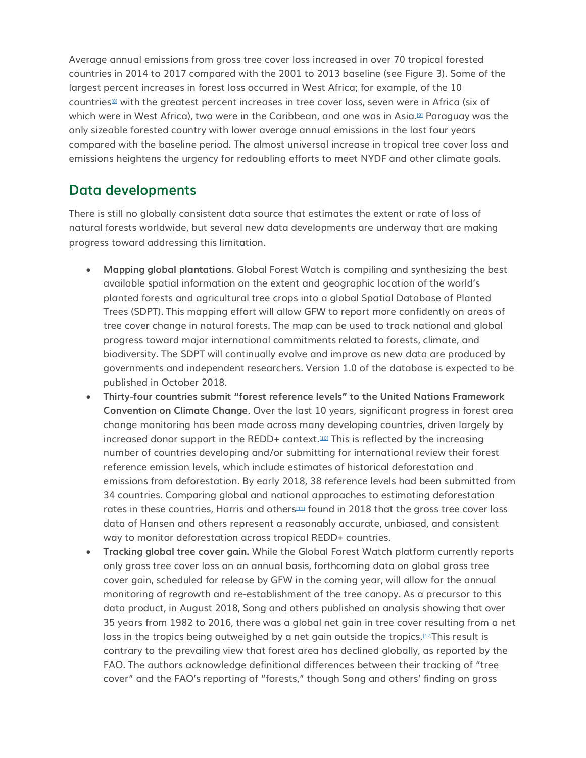Average annual emissions from gross tree cover loss increased in over 70 tropical forested countries in 2014 to 2017 compared with the 2001 to 2013 baseline (see Figure 3). Some of the largest percent increases in forest loss occurred in West Africa; for example, of the 10 countries[8] with the greatest percent increases in tree cover loss, seven were in Africa (six of which were in West Africa), two were in the Caribbean, and one was in Asia.[9] Paraguay was the only sizeable forested country with lower average annual emissions in the last four years compared with the baseline period. The almost universal increase in tropical tree cover loss and emissions heightens the urgency for redoubling efforts to meet NYDF and other climate goals.

## Data developments

There is still no globally consistent data source that estimates the extent or rate of loss of natural forests worldwide, but several new data developments are underway that are making progress toward addressing this limitation.

- **Mapping global plantations**. Global Forest Watch is compiling and synthesizing the best available spatial information on the extent and geographic location of the world's planted forests and agricultural tree crops into a global Spatial Database of Planted Trees (SDPT). This mapping effort will allow GFW to report more confidently on areas of tree cover change in natural forests. The map can be used to track national and global progress toward major international commitments related to forests, climate, and biodiversity. The SDPT will continually evolve and improve as new data are produced by governments and independent researchers. Version 1.0 of the database is expected to be published in October 2018.
- **Thirty-four countries submit "forest reference levels" to the United Nations Framework Convention on Climate Change**. Over the last 10 years, significant progress in forest area change monitoring has been made across many developing countries, driven largely by increased donor support in the REDD+ context.[10] This is reflected by the increasing number of countries developing and/or submitting for international review their forest reference emission levels, which include estimates of historical deforestation and emissions from deforestation. By early 2018, 38 reference levels had been submitted from 34 countries. Comparing global and national approaches to estimating deforestation rates in these countries, Harris and others[11] found in 2018 that the gross tree cover loss data of Hansen and others represent a reasonably accurate, unbiased, and consistent way to monitor deforestation across tropical REDD+ countries.
- **Tracking global tree cover gain.** While the Global Forest Watch platform currently reports only gross tree cover loss on an annual basis, forthcoming data on global gross tree cover gain, scheduled for release by GFW in the coming year, will allow for the annual monitoring of regrowth and re-establishment of the tree canopy. As a precursor to this data product, in August 2018, Song and others published an analysis showing that over 35 years from 1982 to 2016, there was a global net gain in tree cover resulting from a net loss in the tropics being outweighed by a net gain outside the tropics.[12] This result is contrary to the prevailing view that forest area has declined globally, as reported by the FAO. The authors acknowledge definitional differences between their tracking of "tree cover" and the FAO's reporting of "forests," though Song and others' finding on gross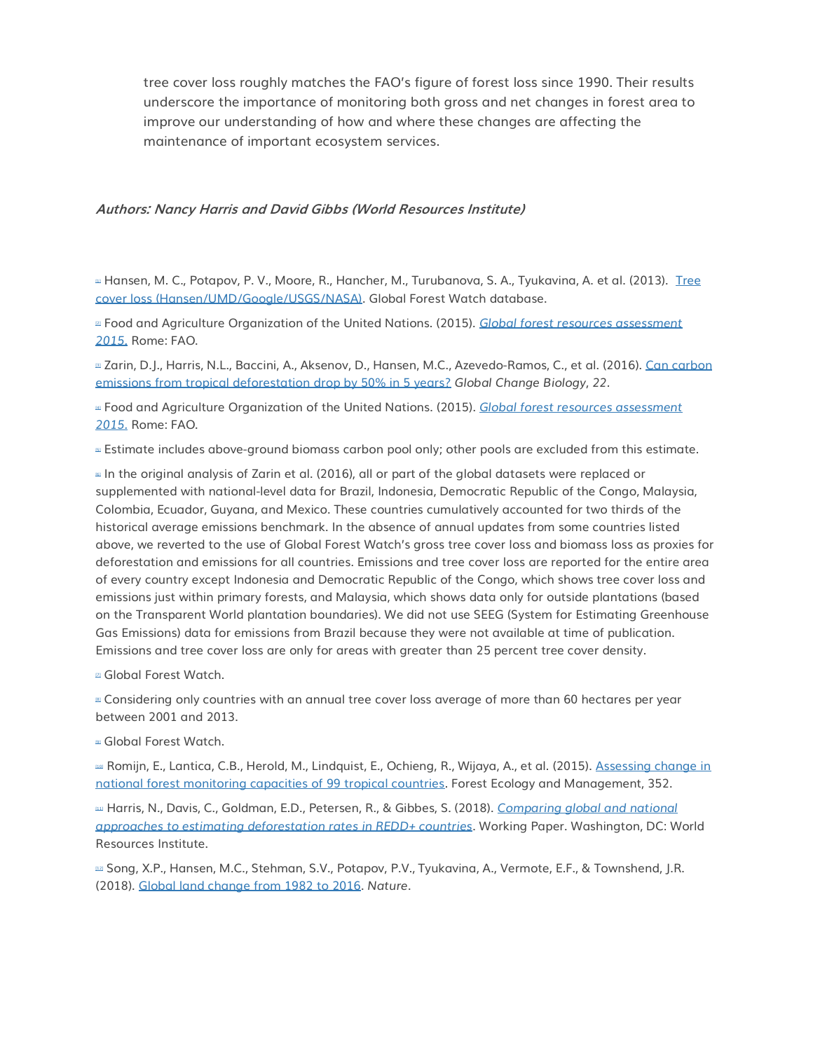tree cover loss roughly matches the FAO's figure of forest loss since 1990. Their results underscore the importance of monitoring both gross and net changes in forest area to improve our understanding of how and where these changes are affecting the maintenance of important ecosystem services.

***Authors: Nancy Harris and David Gibbs (World Resources Institute)***

[1] Hansen, M. C., Potapov, P. V., Moore, R., Hancher, M., Turubanova, S. A., Tyukavina, A. et al. (2013). [Tree cover loss (Hansen/UMD/Google/USGS/NASA)](). Global Forest Watch database.

[2] Food and Agriculture Organization of the United Nations. (2015). [*Global forest resources assessment 2015.*]() Rome: FAO.

[3] Zarin, D.J., Harris, N.L., Baccini, A., Aksenov, D., Hansen, M.C., Azevedo-Ramos, C., et al. (2016). [Can carbon emissions from tropical deforestation drop by 50% in 5 years?]() *Global Change Biology*, *22*.

[4] Food and Agriculture Organization of the United Nations. (2015). [*Global forest resources assessment 2015.*]() Rome: FAO.

[5] Estimate includes above-ground biomass carbon pool only; other pools are excluded from this estimate.

[6] In the original analysis of Zarin et al. (2016), all or part of the global datasets were replaced or supplemented with national-level data for Brazil, Indonesia, Democratic Republic of the Congo, Malaysia, Colombia, Ecuador, Guyana, and Mexico. These countries cumulatively accounted for two thirds of the historical average emissions benchmark. In the absence of annual updates from some countries listed above, we reverted to the use of Global Forest Watch's gross tree cover loss and biomass loss as proxies for deforestation and emissions for all countries. Emissions and tree cover loss are reported for the entire area of every country except Indonesia and Democratic Republic of the Congo, which shows tree cover loss and emissions just within primary forests, and Malaysia, which shows data only for outside plantations (based on the Transparent World plantation boundaries). We did not use SEEG (System for Estimating Greenhouse Gas Emissions) data for emissions from Brazil because they were not available at time of publication. Emissions and tree cover loss are only for areas with greater than 25 percent tree cover density.

[7] Global Forest Watch.

[8] Considering only countries with an annual tree cover loss average of more than 60 hectares per year between 2001 and 2013.

[9] Global Forest Watch.

[10] Romijn, E., Lantica, C.B., Herold, M., Lindquist, E., Ochieng, R., Wijaya, A., et al. (2015). [Assessing change in national forest monitoring capacities of 99 tropical countries](). Forest Ecology and Management, 352.

[11] Harris, N., Davis, C., Goldman, E.D., Petersen, R., & Gibbes, S. (2018). [*Comparing global and national approaches to estimating deforestation rates in REDD+ countries*](). Working Paper. Washington, DC: World Resources Institute.

[12] Song, X.P., Hansen, M.C., Stehman, S.V., Potapov, P.V., Tyukavina, A., Vermote, E.F., & Townshend, J.R. (2018). [Global land change from 1982 to 2016](). *Nature*.